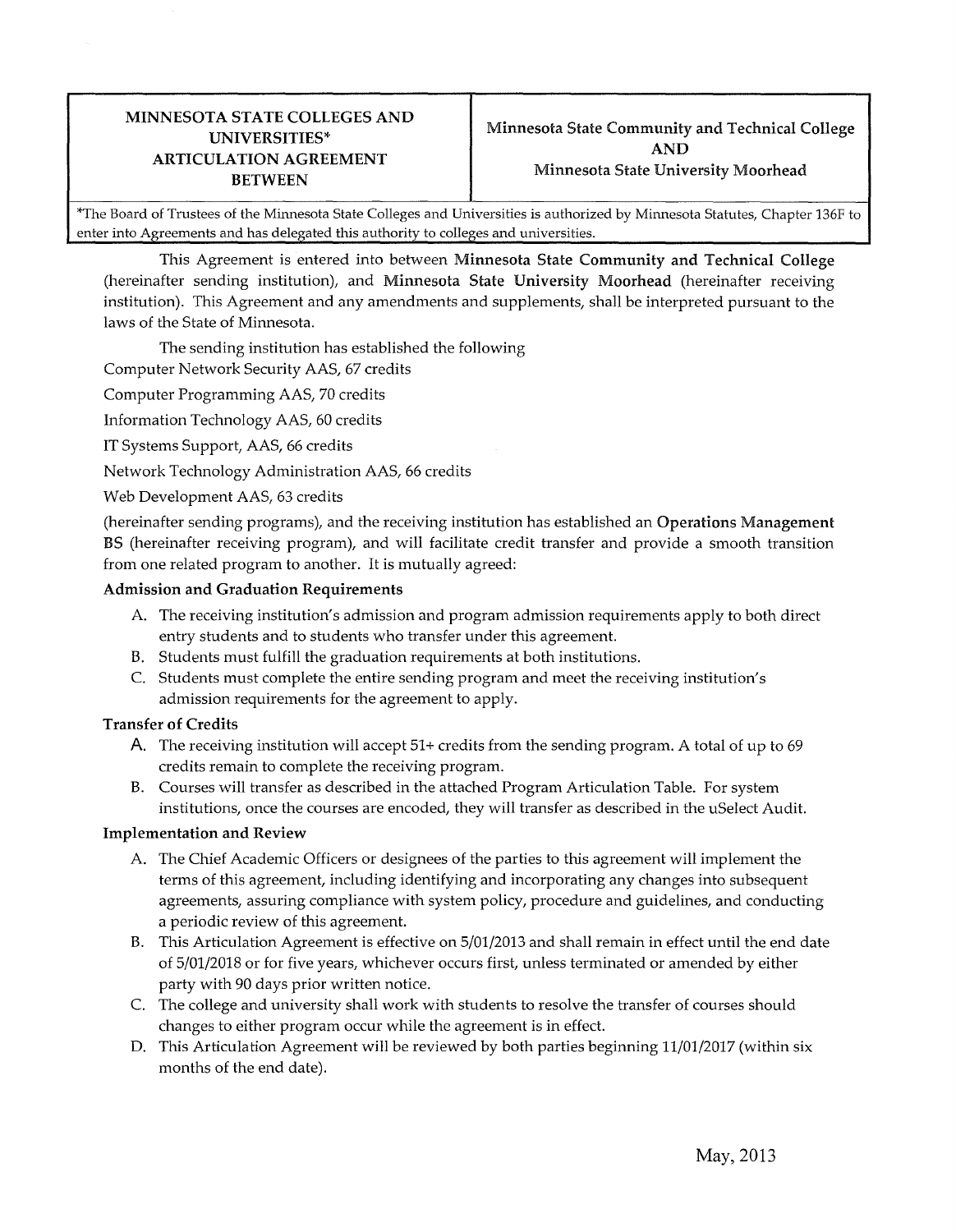| MINNESOTA STATE COLLEGES AND UNIVERSITIES* ARTICULATION AGREEMENT BETWEEN | Minnesota State Community and Technical College AND Minnesota State University Moorhead |
|---|---|

*The Board of Trustees of the Minnesota State Colleges and Universities is authorized by Minnesota Statutes, Chapter 136F to enter into Agreements and has delegated this authority to colleges and universities.

This Agreement is entered into between **Minnesota State Community and Technical College** (hereinafter sending institution), and **Minnesota State University Moorhead** (hereinafter receiving institution). This Agreement and any amendments and supplements, shall be interpreted pursuant to the laws of the State of Minnesota.

The sending institution has established the following

Computer Network Security AAS, 67 credits

Computer Programming AAS, 70 credits

Information Technology AAS, 60 credits

IT Systems Support, AAS, 66 credits

Network Technology Administration AAS, 66 credits

Web Development AAS, 63 credits

(hereinafter sending programs), and the receiving institution has established an **Operations Management BS** (hereinafter receiving program), and will facilitate credit transfer and provide a smooth transition from one related program to another. It is mutually agreed:

**Admission and Graduation Requirements**

A. The receiving institution's admission and program admission requirements apply to both direct entry students and to students who transfer under this agreement.
B. Students must fulfill the graduation requirements at both institutions.
C. Students must complete the entire sending program and meet the receiving institution's admission requirements for the agreement to apply.

**Transfer of Credits**

A. The receiving institution will accept 51+ credits from the sending program. A total of up to 69 credits remain to complete the receiving program.
B. Courses will transfer as described in the attached Program Articulation Table. For system institutions, once the courses are encoded, they will transfer as described in the uSelect Audit.

**Implementation and Review**

A. The Chief Academic Officers or designees of the parties to this agreement will implement the terms of this agreement, including identifying and incorporating any changes into subsequent agreements, assuring compliance with system policy, procedure and guidelines, and conducting a periodic review of this agreement.
B. This Articulation Agreement is effective on 5/01/2013 and shall remain in effect until the end date of 5/01/2018 or for five years, whichever occurs first, unless terminated or amended by either party with 90 days prior written notice.
C. The college and university shall work with students to resolve the transfer of courses should changes to either program occur while the agreement is in effect.
D. This Articulation Agreement will be reviewed by both parties beginning 11/01/2017 (within six months of the end date).

May, 2013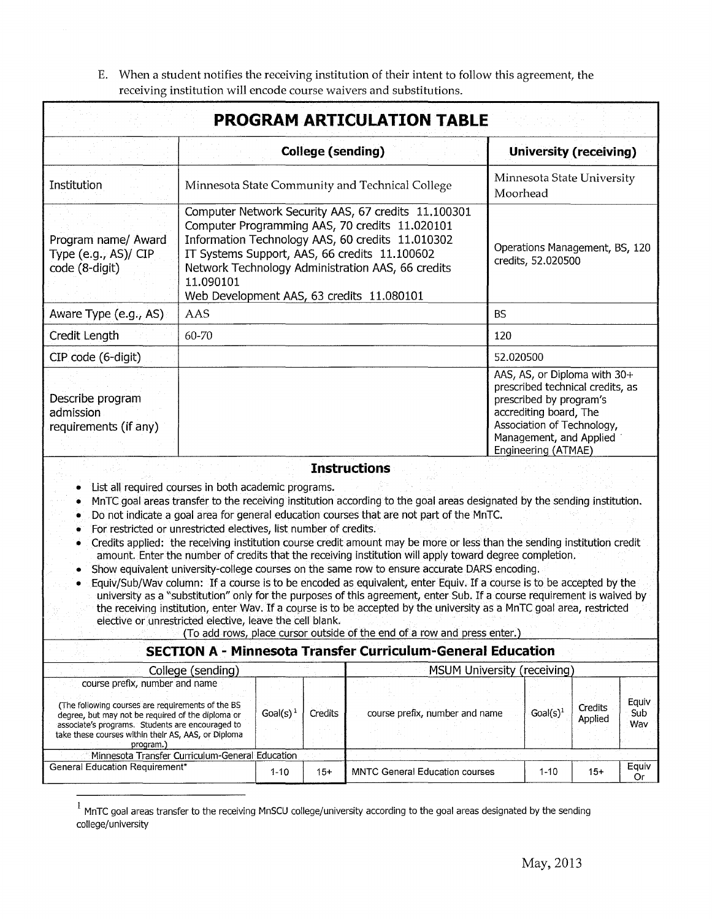E. When a student notifies the receiving institution of their intent to follow this agreement, the receiving institution will encode course waivers and substitutions.

## PROGRAM ARTICULATION TABLE

| | College (sending) | University (receiving) |
|---|---|---|
| Institution | Minnesota State Community and Technical College | Minnesota State University Moorhead |
| Program name/ Award Type (e.g., AS)/ CIP code (8-digit) | Computer Network Security AAS, 67 credits 11.100301<br>Computer Programming AAS, 70 credits 11.020101<br>Information Technology AAS, 60 credits 11.010302<br>IT Systems Support, AAS, 66 credits 11.100602<br>Network Technology Administration AAS, 66 credits 11.090101<br>Web Development AAS, 63 credits 11.080101 | Operations Management, BS, 120 credits, 52.020500 |
| Aware Type (e.g., AS) | AAS | BS |
| Credit Length | 60-70 | 120 |
| CIP code (6-digit) | | 52.020500 |
| Describe program admission requirements (if any) | | AAS, AS, or Diploma with 30+ prescribed technical credits, as prescribed by program's accrediting board, The Association of Technology, Management, and Applied Engineering (ATMAE) |

### Instructions

- List all required courses in both academic programs.
- MnTC goal areas transfer to the receiving institution according to the goal areas designated by the sending institution.
- Do not indicate a goal area for general education courses that are not part of the MnTC.
- For restricted or unrestricted electives, list number of credits.
- Credits applied: the receiving institution course credit amount may be more or less than the sending institution credit amount. Enter the number of credits that the receiving institution will apply toward degree completion.
- Show equivalent university-college courses on the same row to ensure accurate DARS encoding.
- Equiv/Sub/Wav column: If a course is to be encoded as equivalent, enter Equiv. If a course is to be accepted by the university as a "substitution" only for the purposes of this agreement, enter Sub. If a course requirement is waived by the receiving institution, enter Wav. If a course is to be accepted by the university as a MnTC goal area, restricted elective or unrestricted elective, leave the cell blank.

(To add rows, place cursor outside of the end of a row and press enter.)

### SECTION A - Minnesota Transfer Curriculum-General Education

| College (sending) | | | MSUM University (receiving) | | | |
|---|---|---|---|---|---|---|
| course prefix, number and name<br><br>(The following courses are requirements of the BS degree, but may not be required of the diploma or associate's programs. Students are encouraged to take these courses within their AS, AAS, or Diploma program.) | Goal(s)[1] | Credits | course prefix, number and name | Goal(s)[1] | Credits Applied | Equiv Sub Wav |
| Minnesota Transfer Curriculum-General Education | | | | | | |
| General Education Requirement* | 1-10 | 15+ | MNTC General Education courses | 1-10 | 15+ | Equiv Or |

[1] MnTC goal areas transfer to the receiving MnSCU college/university according to the goal areas designated by the sending college/university

May, 2013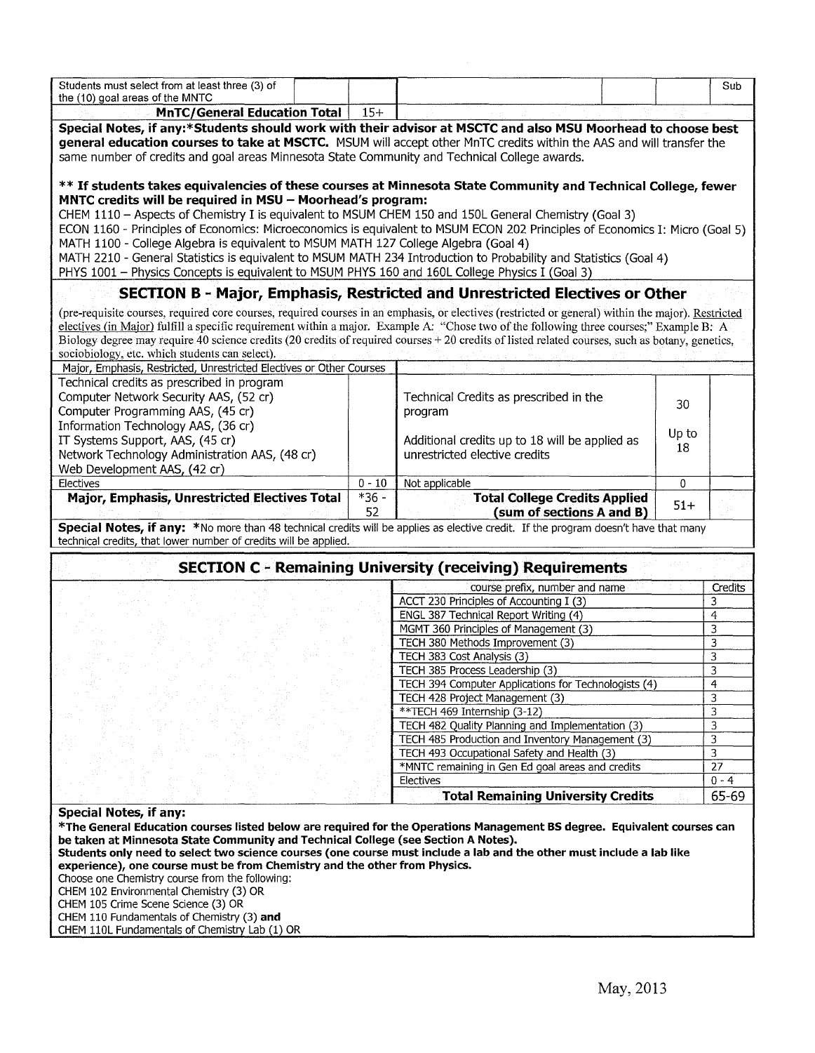| Students must select from at least three (3) of the (10) goal areas of the MNTC | | | | | | Sub |
|---|---|---|---|---|---|---|
| **MnTC/General Education Total** | | 15+ | | | | |

**Special Notes, if any:*Students should work with their advisor at MSCTC and also MSU Moorhead to choose best general education courses to take at MSCTC.** MSUM will accept other MnTC credits within the AAS and will transfer the same number of credits and goal areas Minnesota State Community and Technical College awards.

**** If students takes equivalencies of these courses at Minnesota State Community and Technical College, fewer MNTC credits will be required in MSU – Moorhead's program:**
CHEM 1110 – Aspects of Chemistry I is equivalent to MSUM CHEM 150 and 150L General Chemistry (Goal 3)
ECON 1160 - Principles of Economics: Microeconomics is equivalent to MSUM ECON 202 Principles of Economics I: Micro (Goal 5)
MATH 1100 - College Algebra is equivalent to MSUM MATH 127 College Algebra (Goal 4)
MATH 2210 - General Statistics is equivalent to MSUM MATH 234 Introduction to Probability and Statistics (Goal 4)
PHYS 1001 – Physics Concepts is equivalent to MSUM PHYS 160 and 160L College Physics I (Goal 3)

## SECTION B - Major, Emphasis, Restricted and Unrestricted Electives or Other

(pre-requisite courses, required core courses, required courses in an emphasis, or electives (restricted or general) within the major). Restricted electives (in Major) fulfill a specific requirement within a major. Example A: "Chose two of the following three courses;" Example B: A Biology degree may require 40 science credits (20 credits of required courses + 20 credits of listed related courses, such as botany, genetics, sociobiology, etc. which students can select).

| Major, Emphasis, Restricted, Unrestricted Electives or Other Courses | | | | |
|---|---|---|---|---|
| Technical credits as prescribed in program<br>Computer Network Security AAS, (52 cr)<br>Computer Programming AAS, (45 cr)<br>Information Technology AAS, (36 cr)<br>IT Systems Support, AAS, (45 cr)<br>Network Technology Administration AAS, (48 cr)<br>Web Development AAS, (42 cr) | | Technical Credits as prescribed in the program<br><br>Additional credits up to 18 will be applied as unrestricted elective credits | 30<br><br>Up to 18 | |
| Electives | 0 - 10 | Not applicable | 0 | |
| **Major, Emphasis, Unrestricted Electives Total** | *36 - 52 | **Total College Credits Applied (sum of sections A and B)** | 51+ | |

**Special Notes, if any:** *No more than 48 technical credits will be applies as elective credit. If the program doesn't have that many technical credits, that lower number of credits will be applied.

## SECTION C - Remaining University (receiving) Requirements

| course prefix, number and name | Credits |
|---|---|
| ACCT 230 Principles of Accounting I (3) | 3 |
| ENGL 387 Technical Report Writing (4) | 4 |
| MGMT 360 Principles of Management (3) | 3 |
| TECH 380 Methods Improvement (3) | 3 |
| TECH 383 Cost Analysis (3) | 3 |
| TECH 385 Process Leadership (3) | 3 |
| TECH 394 Computer Applications for Technologists (4) | 4 |
| TECH 428 Project Management (3) | 3 |
| **TECH 469 Internship (3-12) | 3 |
| TECH 482 Quality Planning and Implementation (3) | 3 |
| TECH 485 Production and Inventory Management (3) | 3 |
| TECH 493 Occupational Safety and Health (3) | 3 |
| *MNTC remaining in Gen Ed goal areas and credits | 27 |
| Electives | 0 - 4 |
| **Total Remaining University Credits** | 65-69 |

**Special Notes, if any:**
***The General Education courses listed below are required for the Operations Management BS degree. Equivalent courses can be taken at Minnesota State Community and Technical College (see Section A Notes).**
**Students only need to select two science courses (one course must include a lab and the other must include a lab like experience), one course must be from Chemistry and the other from Physics.**
Choose one Chemistry course from the following:
CHEM 102 Environmental Chemistry (3) OR
CHEM 105 Crime Scene Science (3) OR
CHEM 110 Fundamentals of Chemistry (3) **and**
CHEM 110L Fundamentals of Chemistry Lab (1) OR

May, 2013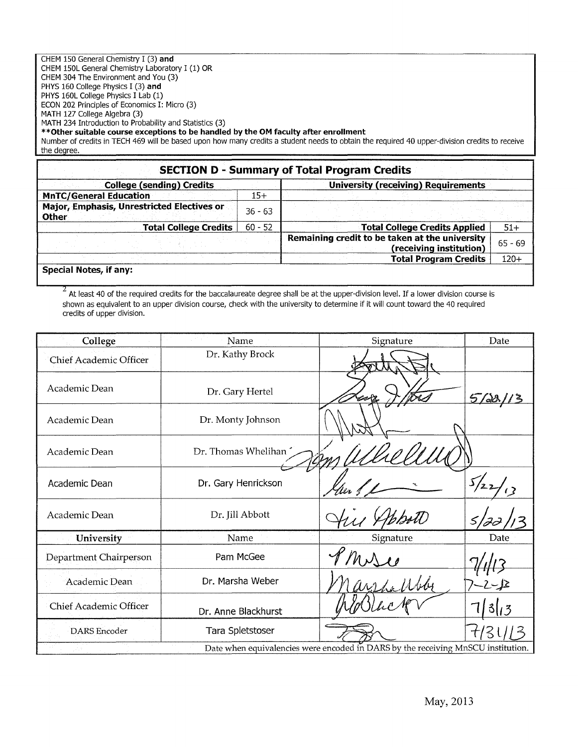CHEM 150 General Chemistry I (3) **and**
CHEM 150L General Chemistry Laboratory I (1) OR
CHEM 304 The Environment and You (3)
PHYS 160 College Physics I (3) **and**
PHYS 160L College Physics I Lab (1)
ECON 202 Principles of Economics I: Micro (3)
MATH 127 College Algebra (3)
MATH 234 Introduction to Probability and Statistics (3)
****Other suitable course exceptions to be handled by the OM faculty after enrollment**
Number of credits in TECH 469 will be based upon how many credits a student needs to obtain the required 40 upper-division credits to receive the degree.

## SECTION D - Summary of Total Program Credits

| College (sending) Credits | | University (receiving) Requirements | |
|---|---|---|---|
| **MnTC/General Education** | 15+ | | |
| **Major, Emphasis, Unrestricted Electives or Other** | 36 - 63 | | |
| **Total College Credits** | 60 - 52 | **Total College Credits Applied** | 51+ |
| | | **Remaining credit to be taken at the university (receiving institution)** | 65 - 69 |
| | | **Total Program Credits** | 120+ |

**Special Notes, if any:**

[2] At least 40 of the required credits for the baccalaureate degree shall be at the upper-division level. If a lower division course is shown as equivalent to an upper division course, check with the university to determine if it will count toward the 40 required credits of upper division.

| College | Name | Signature | Date |
|---|---|---|---|
| Chief Academic Officer | Dr. Kathy Brock | Kathy Brock | |
| Academic Dean | Dr. Gary Hertel | Gary Hertel | 5/22/13 |
| Academic Dean | Dr. Monty Johnson | Monty Johnson | |
| Academic Dean | Dr. Thomas Whelihan | Tom Whelihan | |
| Academic Dean | Dr. Gary Henrickson | Gary H | 5/22/13 |
| Academic Dean | Dr. Jill Abbott | Jill Abbott | 5/22/13 |
| **University** | Name | Signature | Date |
| Department Chairperson | Pam McGee | P McGee | 7/1/13 |
| Academic Dean | Dr. Marsha Weber | Marsha Weber | 7-2-13 |
| Chief Academic Officer | Dr. Anne Blackhurst | A Blackhurst | 7/3/13 |
| DARS Encoder | Tara Spletstoser | TS | 7/31/13 |
| | | Date when equivalencies were encoded in DARS by the receiving MnSCU institution. | |

May, 2013